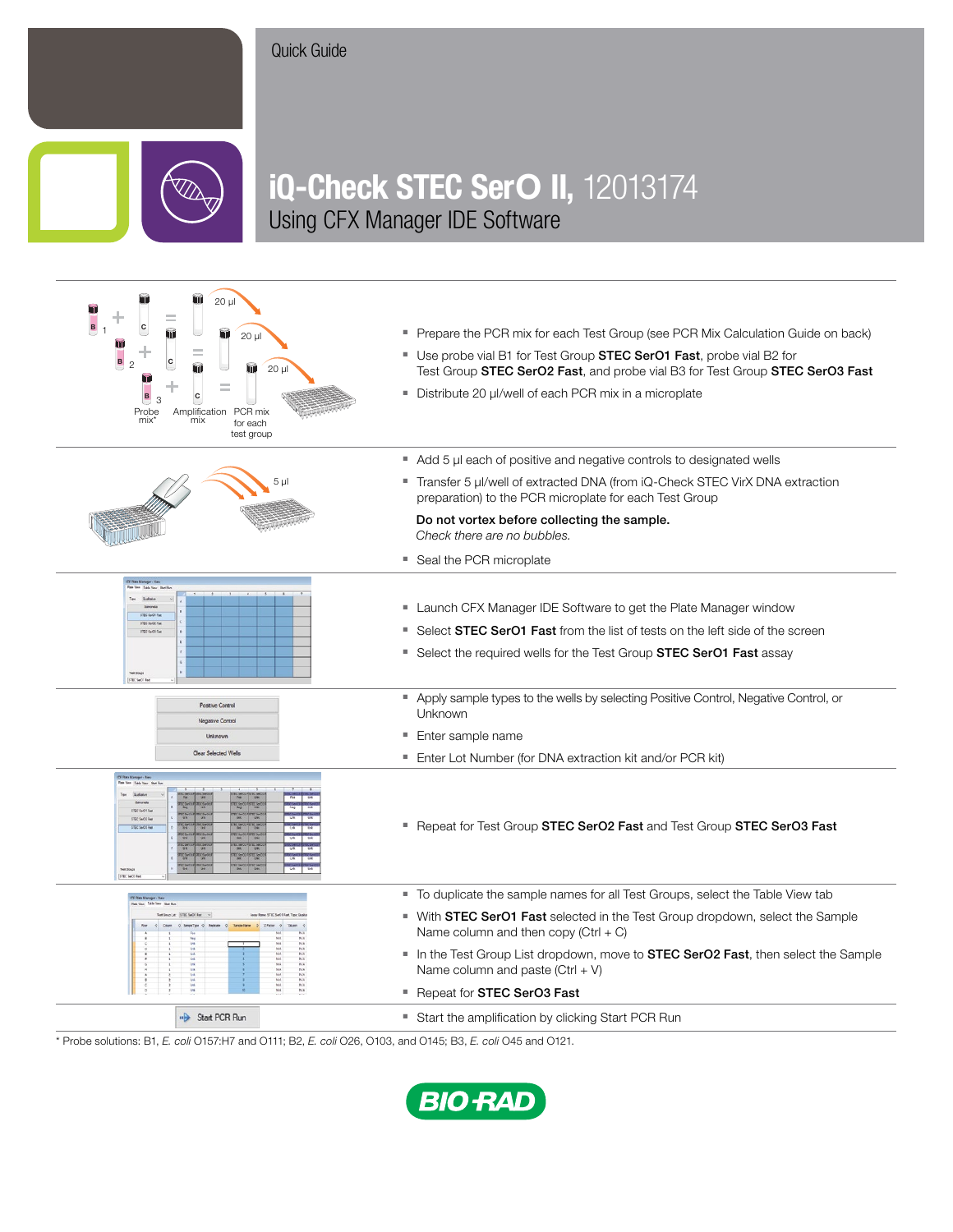Quick Guide

# iQ-Check STEC SerO II, 12013174

## Using CFX Manager IDE Software

B 1 + C = 20 µl
B 2 + C = 20 µl
B 3 + C = 20 µl

Probe mix* | Amplification mix | PCR mix for each test group

- Prepare the PCR mix for each Test Group (see PCR Mix Calculation Guide on back)
- Use probe vial B1 for Test Group **STEC SerO1 Fast**, probe vial B2 for Test Group **STEC SerO2 Fast**, and probe vial B3 for Test Group **STEC SerO3 Fast**
- Distribute 20 µl/well of each PCR mix in a microplate

5 µl

- Add 5 µl each of positive and negative controls to designated wells
- Transfer 5 µl/well of extracted DNA (from iQ-Check STEC VirX DNA extraction preparation) to the PCR microplate for each Test Group

**Do not vortex before collecting the sample.**
*Check there are no bubbles.*

- Seal the PCR microplate

---

- Launch CFX Manager IDE Software to get the Plate Manager window
- Select **STEC SerO1 Fast** from the list of tests on the left side of the screen
- Select the required wells for the Test Group **STEC SerO1 Fast** assay

---

Positive Control
Negative Control
Unknown
Clear Selected Wells

- Apply sample types to the wells by selecting Positive Control, Negative Control, or Unknown
- Enter sample name
- Enter Lot Number (for DNA extraction kit and/or PCR kit)

---

- Repeat for Test Group **STEC SerO2 Fast** and Test Group **STEC SerO3 Fast**

---

- To duplicate the sample names for all Test Groups, select the Table View tab
- With **STEC SerO1 Fast** selected in the Test Group dropdown, select the Sample Name column and then copy (Ctrl + C)
- In the Test Group List dropdown, move to **STEC SerO2 Fast**, then select the Sample Name column and paste (Ctrl + V)
- Repeat for **STEC SerO3 Fast**

---

Start PCR Run

- Start the amplification by clicking Start PCR Run

---

* Probe solutions: B1, *E. coli* O157:H7 and O111; B2, *E. coli* O26, O103, and O145; B3, *E. coli* O45 and O121.

BIO-RAD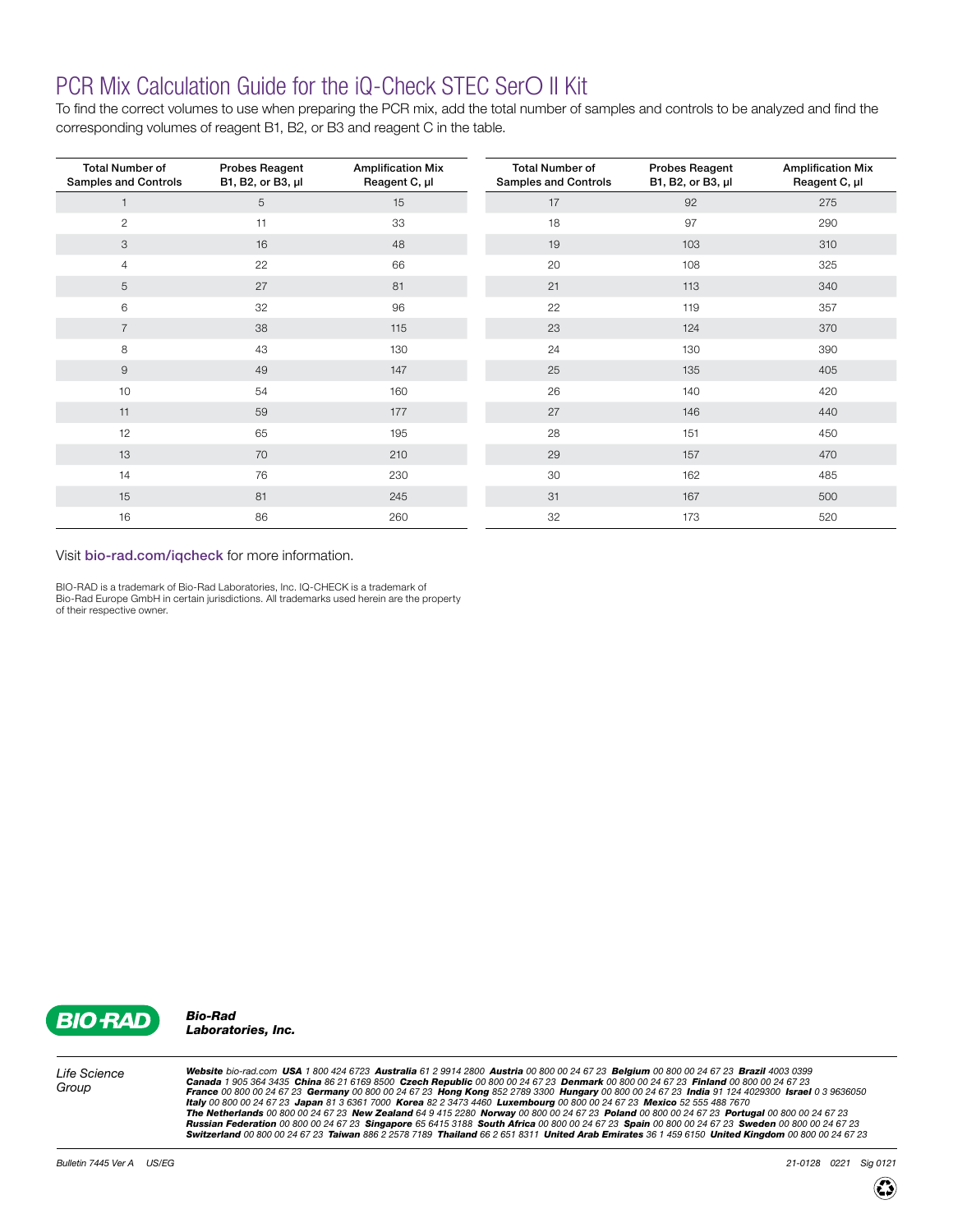# PCR Mix Calculation Guide for the iQ-Check STEC SerO II Kit

To find the correct volumes to use when preparing the PCR mix, add the total number of samples and controls to be analyzed and find the corresponding volumes of reagent B1, B2, or B3 and reagent C in the table.

| Total Number of Samples and Controls | Probes Reagent B1, B2, or B3, µl | Amplification Mix Reagent C, µl |
|---|---|---|
| 1 | 5 | 15 |
| 2 | 11 | 33 |
| 3 | 16 | 48 |
| 4 | 22 | 66 |
| 5 | 27 | 81 |
| 6 | 32 | 96 |
| 7 | 38 | 115 |
| 8 | 43 | 130 |
| 9 | 49 | 147 |
| 10 | 54 | 160 |
| 11 | 59 | 177 |
| 12 | 65 | 195 |
| 13 | 70 | 210 |
| 14 | 76 | 230 |
| 15 | 81 | 245 |
| 16 | 86 | 260 |
| 17 | 92 | 275 |
| 18 | 97 | 290 |
| 19 | 103 | 310 |
| 20 | 108 | 325 |
| 21 | 113 | 340 |
| 22 | 119 | 357 |
| 23 | 124 | 370 |
| 24 | 130 | 390 |
| 25 | 135 | 405 |
| 26 | 140 | 420 |
| 27 | 146 | 440 |
| 28 | 151 | 450 |
| 29 | 157 | 470 |
| 30 | 162 | 485 |
| 31 | 167 | 500 |
| 32 | 173 | 520 |

Visit **bio-rad.com/iqcheck** for more information.

BIO-RAD is a trademark of Bio-Rad Laboratories, Inc. IQ-CHECK is a trademark of Bio-Rad Europe GmbH in certain jurisdictions. All trademarks used herein are the property of their respective owner.

BIO-RAD ***Bio-Rad Laboratories, Inc.***

*Life Science Group*

***Website*** *bio-rad.com* ***USA*** *1 800 424 6723* ***Australia*** *61 2 9914 2800* ***Austria*** *00 800 00 24 67 23* ***Belgium*** *00 800 00 24 67 23* ***Brazil*** *4003 0399* ***Canada*** *1 905 364 3435* ***China*** *86 21 6169 8500* ***Czech Republic*** *00 800 00 24 67 23* ***Denmark*** *00 800 00 24 67 23* ***Finland*** *00 800 00 24 67 23* ***France*** *00 800 00 24 67 23* ***Germany*** *00 800 00 24 67 23* ***Hong Kong*** *852 2789 3300* ***Hungary*** *00 800 00 24 67 23* ***India*** *91 124 4029300* ***Israel*** *0 3 9636050* ***Italy*** *00 800 00 24 67 23* ***Japan*** *81 3 6361 7000* ***Korea*** *82 2 3473 4460* ***Luxembourg*** *00 800 00 24 67 23* ***Mexico*** *52 555 488 7670* ***The Netherlands*** *00 800 00 24 67 23* ***New Zealand*** *64 9 415 2280* ***Norway*** *00 800 00 24 67 23* ***Poland*** *00 800 00 24 67 23* ***Portugal*** *00 800 00 24 67 23* ***Russian Federation*** *00 800 00 24 67 23* ***Singapore*** *65 6415 3188* ***South Africa*** *00 800 00 24 67 23* ***Spain*** *00 800 00 24 67 23* ***Sweden*** *00 800 00 24 67 23* ***Switzerland*** *00 800 00 24 67 23* ***Taiwan*** *886 2 2578 7189* ***Thailand*** *66 2 651 8311* ***United Arab Emirates*** *36 1 459 6150* ***United Kingdom*** *00 800 00 24 67 23*

*Bulletin 7445 Ver A US/EG* *21-0128 0221 Sig 0121*